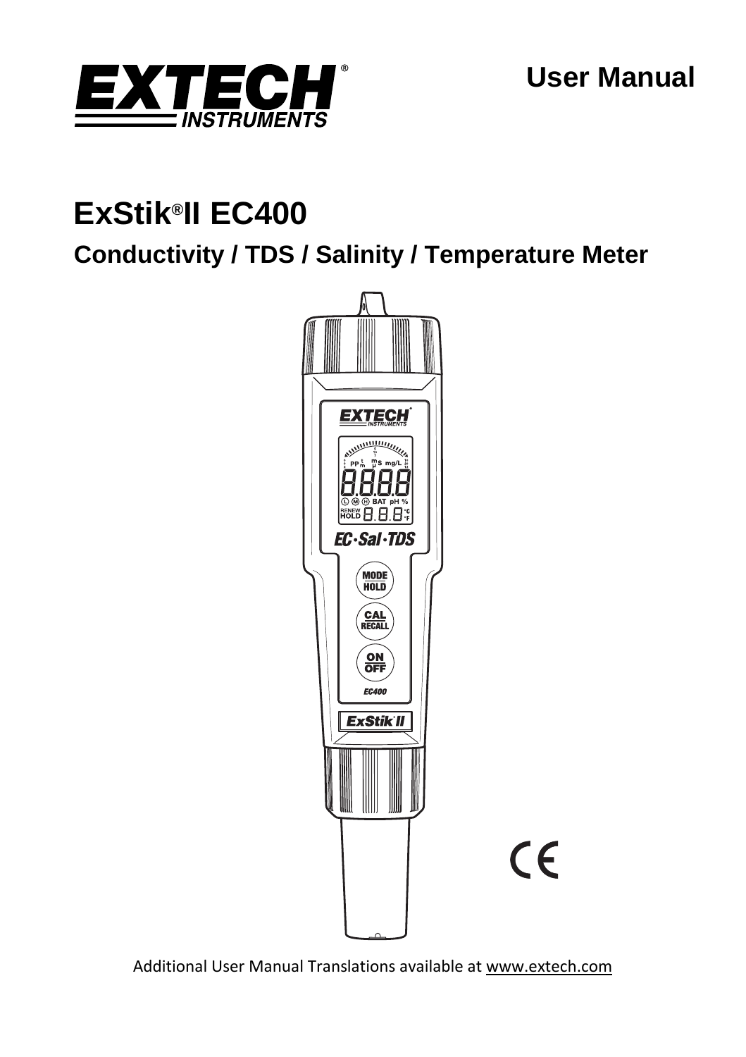EXTECH INSTRUMENTS

User Manual

# ExStik® II EC400

## Conductivity / TDS / Salinity / Temperature Meter

Additional User Manual Translations available at www.extech.com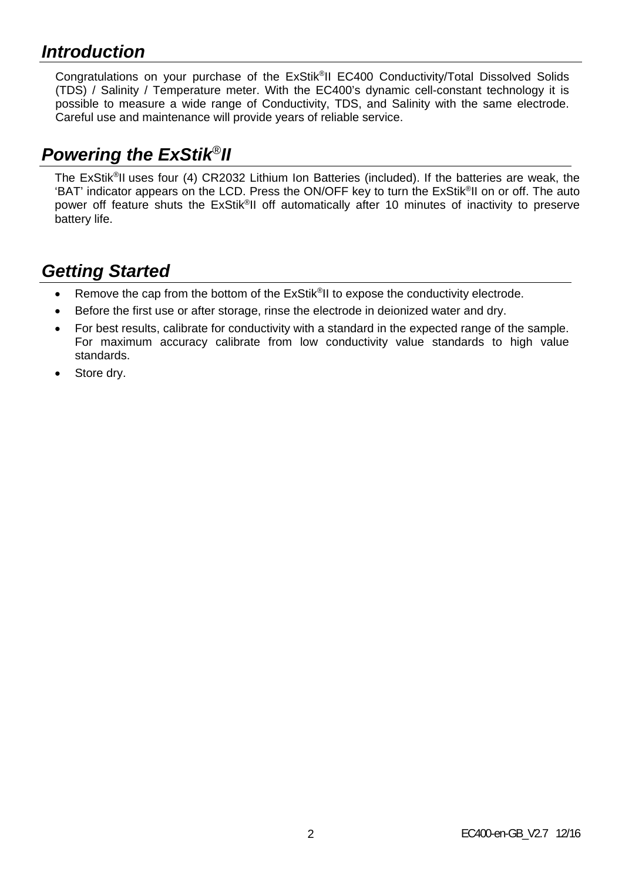## *Introduction*

Congratulations on your purchase of the ExStik®II EC400 Conductivity/Total Dissolved Solids (TDS) / Salinity / Temperature meter. With the EC400's dynamic cell-constant technology it is possible to measure a wide range of Conductivity, TDS, and Salinity with the same electrode. Careful use and maintenance will provide years of reliable service.

## *Powering the ExStik®II*

The ExStik®II uses four (4) CR2032 Lithium Ion Batteries (included). If the batteries are weak, the 'BAT' indicator appears on the LCD. Press the ON/OFF key to turn the ExStik®II on or off. The auto power off feature shuts the ExStik®II off automatically after 10 minutes of inactivity to preserve battery life.

## *Getting Started*

- Remove the cap from the bottom of the ExStik®II to expose the conductivity electrode.
- Before the first use or after storage, rinse the electrode in deionized water and dry.
- For best results, calibrate for conductivity with a standard in the expected range of the sample. For maximum accuracy calibrate from low conductivity value standards to high value standards.
- Store dry.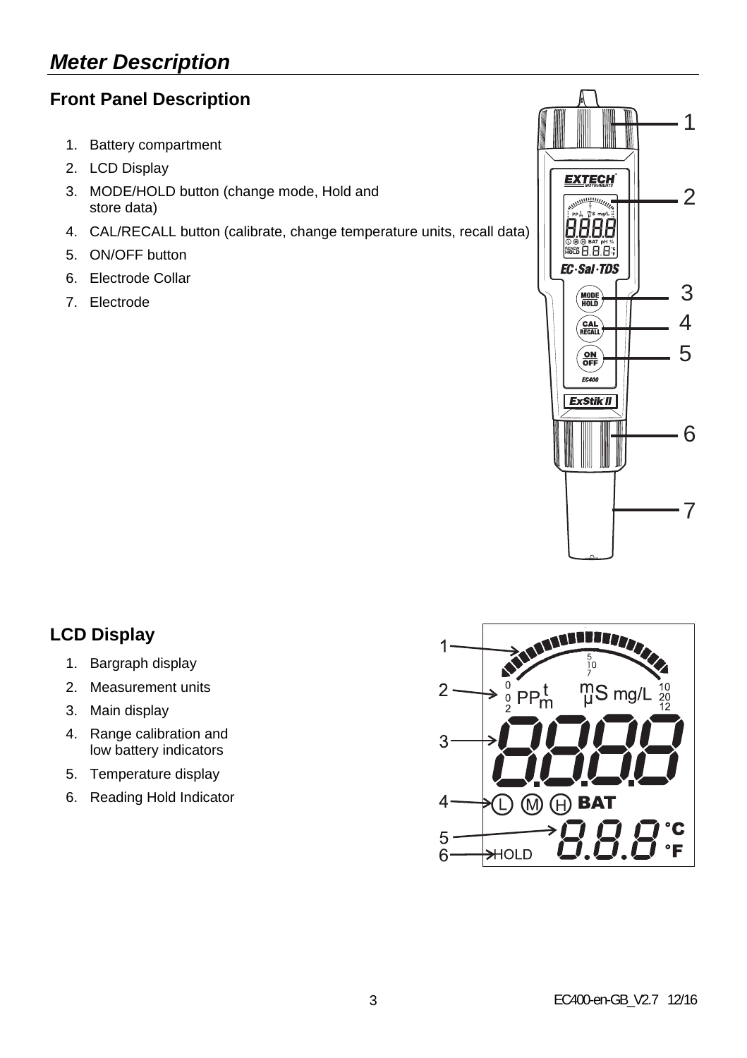## *Meter Description*

### Front Panel Description

1. Battery compartment
2. LCD Display
3. MODE/HOLD button (change mode, Hold and store data)
4. CAL/RECALL button (calibrate, change temperature units, recall data)
5. ON/OFF button
6. Electrode Collar
7. Electrode

### LCD Display

1. Bargraph display
2. Measurement units
3. Main display
4. Range calibration and low battery indicators
5. Temperature display
6. Reading Hold Indicator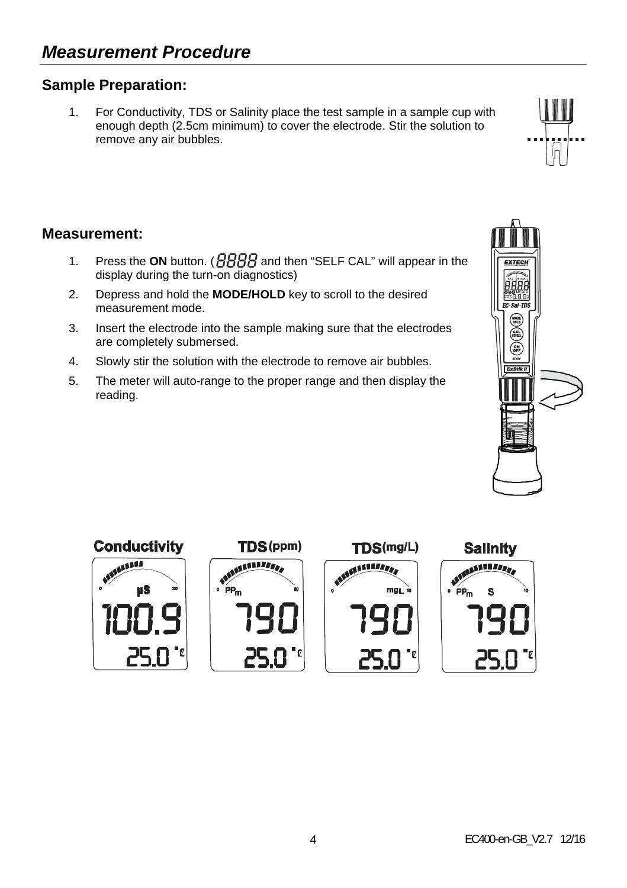# Measurement Procedure

## Sample Preparation:

1. For Conductivity, TDS or Salinity place the test sample in a sample cup with enough depth (2.5cm minimum) to cover the electrode. Stir the solution to remove any air bubbles.

## Measurement:

1. Press the **ON** button. (8888 and then “SELF CAL” will appear in the display during the turn-on diagnostics)
2. Depress and hold the **MODE/HOLD** key to scroll to the desired measurement mode.
3. Insert the electrode into the sample making sure that the electrodes are completely submersed.
4. Slowly stir the solution with the electrode to remove air bubbles.
5. The meter will auto-range to the proper range and then display the reading.

Conductivity

TDS(ppm)

TDS(mg/L)

Salinity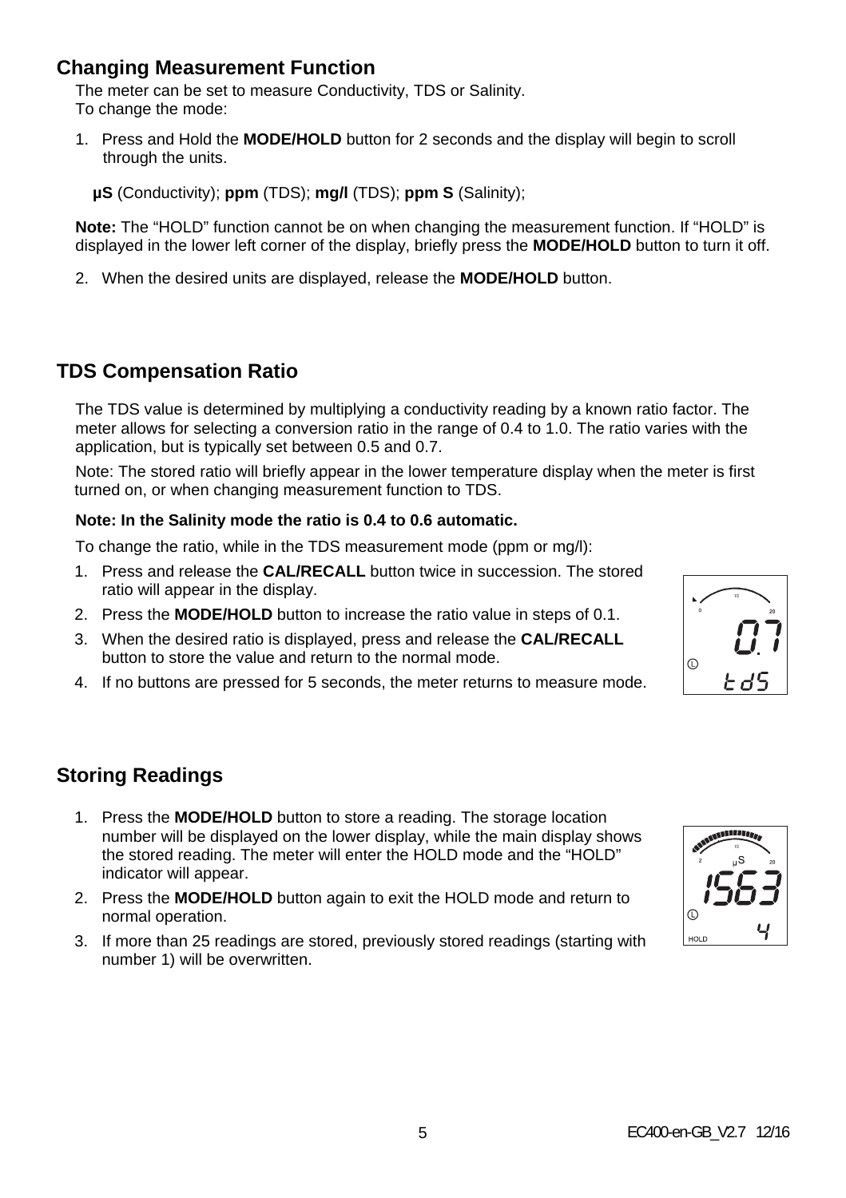## Changing Measurement Function

The meter can be set to measure Conductivity, TDS or Salinity.
To change the mode:

1. Press and Hold the **MODE/HOLD** button for 2 seconds and the display will begin to scroll through the units.

   **µS** (Conductivity); **ppm** (TDS); **mg/l** (TDS); **ppm S** (Salinity);

**Note:** The "HOLD" function cannot be on when changing the measurement function. If "HOLD" is displayed in the lower left corner of the display, briefly press the **MODE/HOLD** button to turn it off.

2. When the desired units are displayed, release the **MODE/HOLD** button.

## TDS Compensation Ratio

The TDS value is determined by multiplying a conductivity reading by a known ratio factor. The meter allows for selecting a conversion ratio in the range of 0.4 to 1.0. The ratio varies with the application, but is typically set between 0.5 and 0.7.

Note: The stored ratio will briefly appear in the lower temperature display when the meter is first turned on, or when changing measurement function to TDS.

**Note: In the Salinity mode the ratio is 0.4 to 0.6 automatic.**

To change the ratio, while in the TDS measurement mode (ppm or mg/l):

1. Press and release the **CAL/RECALL** button twice in succession. The stored ratio will appear in the display.
2. Press the **MODE/HOLD** button to increase the ratio value in steps of 0.1.
3. When the desired ratio is displayed, press and release the **CAL/RECALL** button to store the value and return to the normal mode.
4. If no buttons are pressed for 5 seconds, the meter returns to measure mode.

## Storing Readings

1. Press the **MODE/HOLD** button to store a reading. The storage location number will be displayed on the lower display, while the main display shows the stored reading. The meter will enter the HOLD mode and the "HOLD" indicator will appear.
2. Press the **MODE/HOLD** button again to exit the HOLD mode and return to normal operation.
3. If more than 25 readings are stored, previously stored readings (starting with number 1) will be overwritten.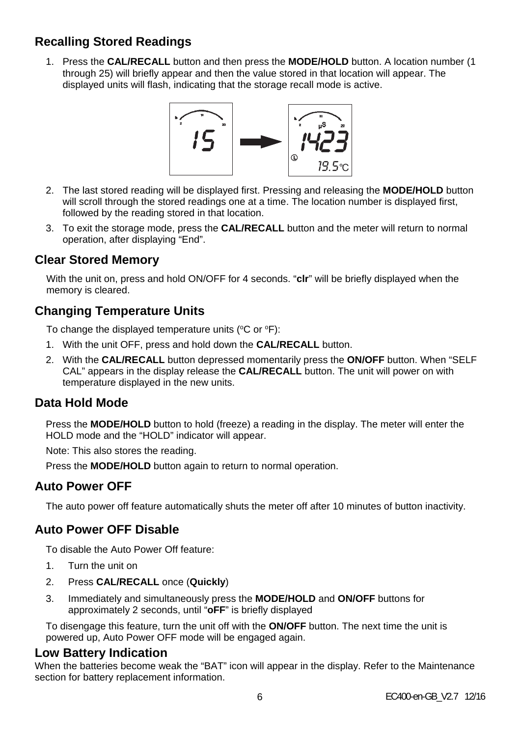## Recalling Stored Readings

1. Press the **CAL/RECALL** button and then press the **MODE/HOLD** button. A location number (1 through 25) will briefly appear and then the value stored in that location will appear. The displayed units will flash, indicating that the storage recall mode is active.

2. The last stored reading will be displayed first. Pressing and releasing the **MODE/HOLD** button will scroll through the stored readings one at a time. The location number is displayed first, followed by the reading stored in that location.
3. To exit the storage mode, press the **CAL/RECALL** button and the meter will return to normal operation, after displaying "End".

## Clear Stored Memory

With the unit on, press and hold ON/OFF for 4 seconds. "**clr**" will be briefly displayed when the memory is cleared.

## Changing Temperature Units

To change the displayed temperature units (ºC or ºF):

1. With the unit OFF, press and hold down the **CAL/RECALL** button.
2. With the **CAL/RECALL** button depressed momentarily press the **ON/OFF** button. When "SELF CAL" appears in the display release the **CAL/RECALL** button. The unit will power on with temperature displayed in the new units.

## Data Hold Mode

Press the **MODE/HOLD** button to hold (freeze) a reading in the display. The meter will enter the HOLD mode and the "HOLD" indicator will appear.

Note: This also stores the reading.

Press the **MODE/HOLD** button again to return to normal operation.

## Auto Power OFF

The auto power off feature automatically shuts the meter off after 10 minutes of button inactivity.

## Auto Power OFF Disable

To disable the Auto Power Off feature:

1. Turn the unit on
2. Press **CAL/RECALL** once (**Quickly**)
3. Immediately and simultaneously press the **MODE/HOLD** and **ON/OFF** buttons for approximately 2 seconds, until "**oFF**" is briefly displayed

To disengage this feature, turn the unit off with the **ON/OFF** button. The next time the unit is powered up, Auto Power OFF mode will be engaged again.

## Low Battery Indication

When the batteries become weak the "BAT" icon will appear in the display. Refer to the Maintenance section for battery replacement information.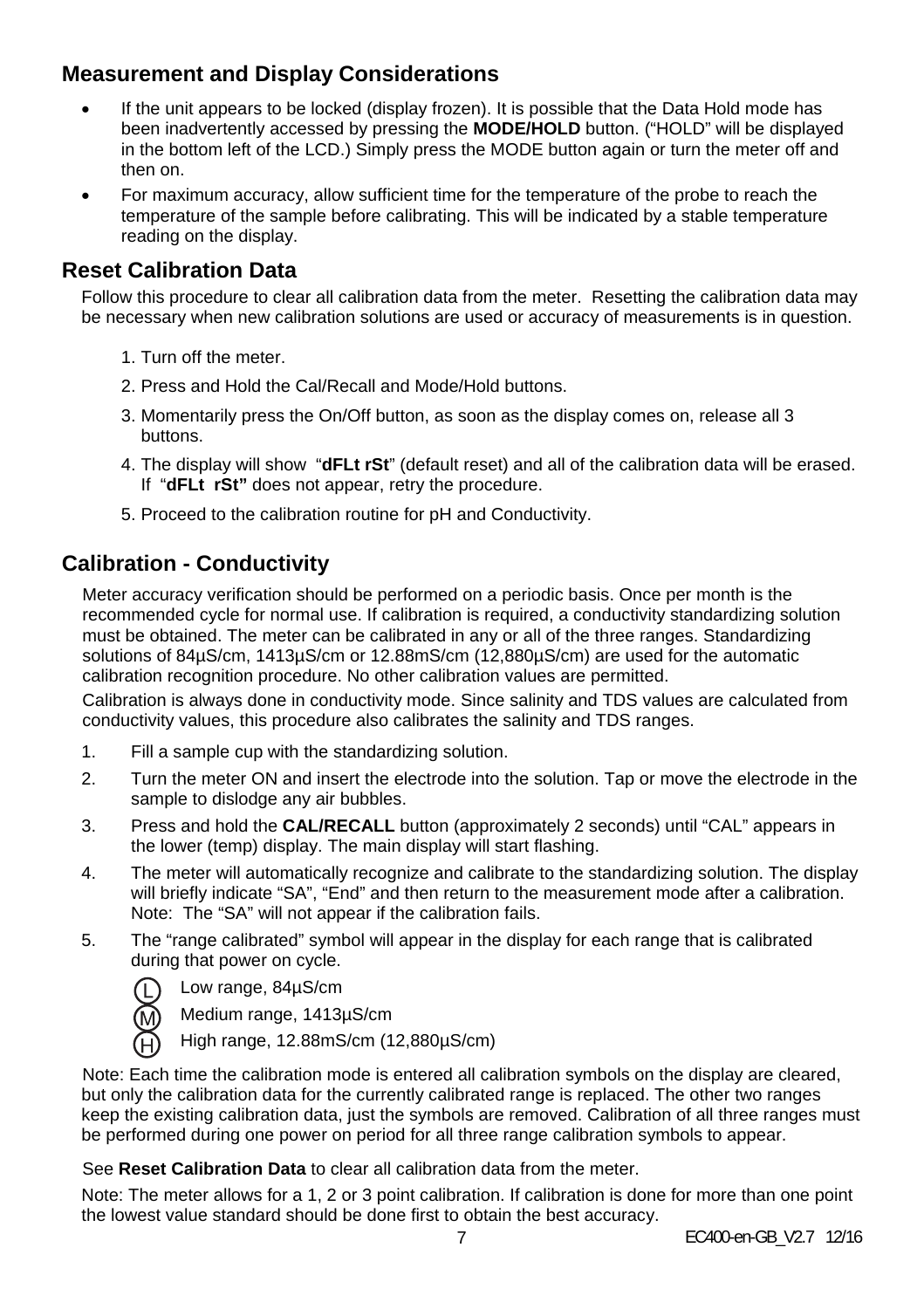## Measurement and Display Considerations

- If the unit appears to be locked (display frozen). It is possible that the Data Hold mode has been inadvertently accessed by pressing the **MODE/HOLD** button. ("HOLD" will be displayed in the bottom left of the LCD.) Simply press the MODE button again or turn the meter off and then on.
- For maximum accuracy, allow sufficient time for the temperature of the probe to reach the temperature of the sample before calibrating. This will be indicated by a stable temperature reading on the display.

## Reset Calibration Data

Follow this procedure to clear all calibration data from the meter. Resetting the calibration data may be necessary when new calibration solutions are used or accuracy of measurements is in question.

1. Turn off the meter.
2. Press and Hold the Cal/Recall and Mode/Hold buttons.
3. Momentarily press the On/Off button, as soon as the display comes on, release all 3 buttons.
4. The display will show "**dFLt rSt**" (default reset) and all of the calibration data will be erased. If "**dFLt rSt"** does not appear, retry the procedure.
5. Proceed to the calibration routine for pH and Conductivity.

## Calibration - Conductivity

Meter accuracy verification should be performed on a periodic basis. Once per month is the recommended cycle for normal use. If calibration is required, a conductivity standardizing solution must be obtained. The meter can be calibrated in any or all of the three ranges. Standardizing solutions of 84µS/cm, 1413µS/cm or 12.88mS/cm (12,880µS/cm) are used for the automatic calibration recognition procedure. No other calibration values are permitted.

Calibration is always done in conductivity mode. Since salinity and TDS values are calculated from conductivity values, this procedure also calibrates the salinity and TDS ranges.

1. Fill a sample cup with the standardizing solution.
2. Turn the meter ON and insert the electrode into the solution. Tap or move the electrode in the sample to dislodge any air bubbles.
3. Press and hold the **CAL/RECALL** button (approximately 2 seconds) until "CAL" appears in the lower (temp) display. The main display will start flashing.
4. The meter will automatically recognize and calibrate to the standardizing solution. The display will briefly indicate "SA", "End" and then return to the measurement mode after a calibration. Note: The "SA" will not appear if the calibration fails.
5. The "range calibrated" symbol will appear in the display for each range that is calibrated during that power on cycle.

   (L) Low range, 84µS/cm
   
   (M) Medium range, 1413µS/cm
   
   (H) High range, 12.88mS/cm (12,880µS/cm)

Note: Each time the calibration mode is entered all calibration symbols on the display are cleared, but only the calibration data for the currently calibrated range is replaced. The other two ranges keep the existing calibration data, just the symbols are removed. Calibration of all three ranges must be performed during one power on period for all three range calibration symbols to appear.

See **Reset Calibration Data** to clear all calibration data from the meter.

Note: The meter allows for a 1, 2 or 3 point calibration. If calibration is done for more than one point the lowest value standard should be done first to obtain the best accuracy.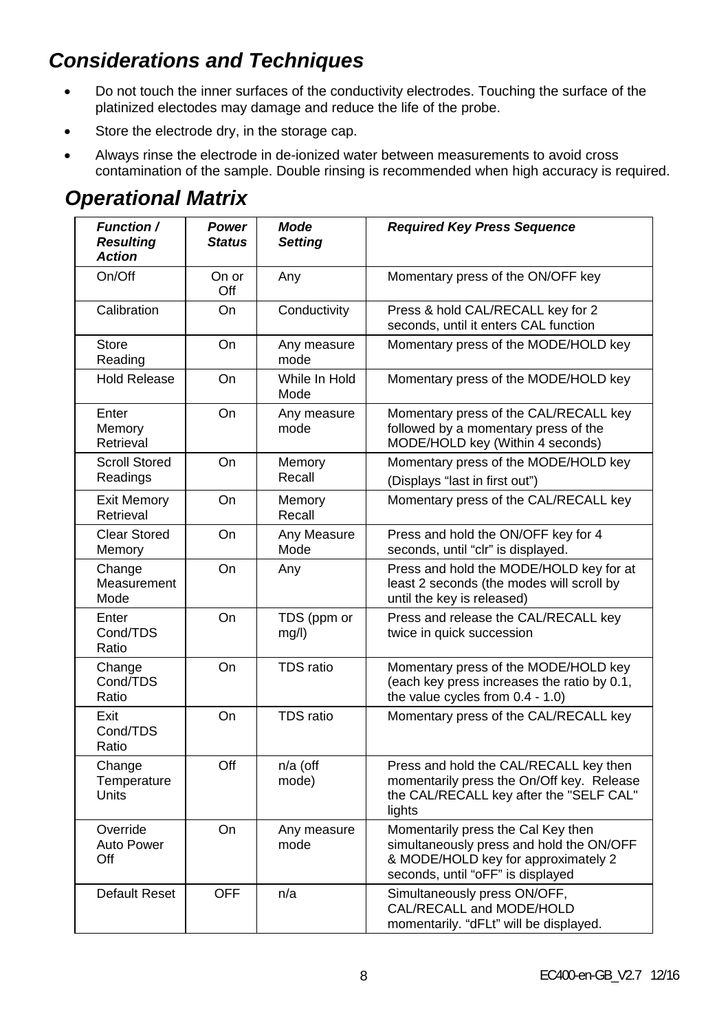## *Considerations and Techniques*

- Do not touch the inner surfaces of the conductivity electrodes. Touching the surface of the platinized electodes may damage and reduce the life of the probe.
- Store the electrode dry, in the storage cap.
- Always rinse the electrode in de-ionized water between measurements to avoid cross contamination of the sample. Double rinsing is recommended when high accuracy is required.

## *Operational Matrix*

| ***Function / Resulting Action*** | ***Power Status*** | ***Mode Setting*** | ***Required Key Press Sequence*** |
|---|---|---|---|
| On/Off | On or Off | Any | Momentary press of the ON/OFF key |
| Calibration | On | Conductivity | Press & hold CAL/RECALL key for 2 seconds, until it enters CAL function |
| Store Reading | On | Any measure mode | Momentary press of the MODE/HOLD key |
| Hold Release | On | While In Hold Mode | Momentary press of the MODE/HOLD key |
| Enter Memory Retrieval | On | Any measure mode | Momentary press of the CAL/RECALL key followed by a momentary press of the MODE/HOLD key (Within 4 seconds) |
| Scroll Stored Readings | On | Memory Recall | Momentary press of the MODE/HOLD key (Displays “last in first out”) |
| Exit Memory Retrieval | On | Memory Recall | Momentary press of the CAL/RECALL key |
| Clear Stored Memory | On | Any Measure Mode | Press and hold the ON/OFF key for 4 seconds, until “clr” is displayed. |
| Change Measurement Mode | On | Any | Press and hold the MODE/HOLD key for at least 2 seconds (the modes will scroll by until the key is released) |
| Enter Cond/TDS Ratio | On | TDS (ppm or mg/l) | Press and release the CAL/RECALL key twice in quick succession |
| Change Cond/TDS Ratio | On | TDS ratio | Momentary press of the MODE/HOLD key (each key press increases the ratio by 0.1, the value cycles from 0.4 - 1.0) |
| Exit Cond/TDS Ratio | On | TDS ratio | Momentary press of the CAL/RECALL key |
| Change Temperature Units | Off | n/a (off mode) | Press and hold the CAL/RECALL key then momentarily press the On/Off key. Release the CAL/RECALL key after the "SELF CAL" lights |
| Override Auto Power Off | On | Any measure mode | Momentarily press the Cal Key then simultaneously press and hold the ON/OFF & MODE/HOLD key for approximately 2 seconds, until “oFF” is displayed |
| Default Reset | OFF | n/a | Simultaneously press ON/OFF, CAL/RECALL and MODE/HOLD momentarily. “dFLt” will be displayed. |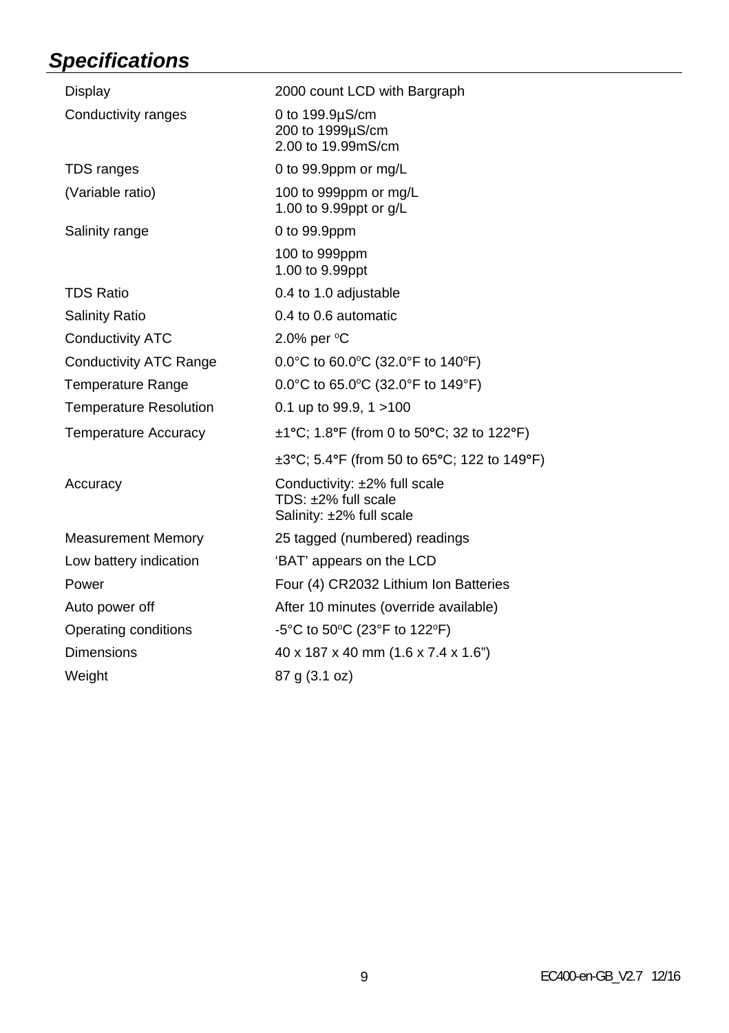## *Specifications*

| | |
|---|---|
| Display | 2000 count LCD with Bargraph |
| Conductivity ranges | 0 to 199.9µS/cm<br>200 to 1999µS/cm<br>2.00 to 19.99mS/cm |
| TDS ranges | 0 to 99.9ppm or mg/L |
| (Variable ratio) | 100 to 999ppm or mg/L<br>1.00 to 9.99ppt or g/L |
| Salinity range | 0 to 99.9ppm |
| | 100 to 999ppm<br>1.00 to 9.99ppt |
| TDS Ratio | 0.4 to 1.0 adjustable |
| Salinity Ratio | 0.4 to 0.6 automatic |
| Conductivity ATC | 2.0% per °C |
| Conductivity ATC Range | 0.0°C to 60.0°C (32.0°F to 140°F) |
| Temperature Range | 0.0°C to 65.0°C (32.0°F to 149°F) |
| Temperature Resolution | 0.1 up to 99.9, 1 >100 |
| Temperature Accuracy | ±1°C; 1.8°F (from 0 to 50°C; 32 to 122°F) |
| | ±3°C; 5.4°F (from 50 to 65°C; 122 to 149°F) |
| Accuracy | Conductivity: ±2% full scale<br>TDS: ±2% full scale<br>Salinity: ±2% full scale |
| Measurement Memory | 25 tagged (numbered) readings |
| Low battery indication | 'BAT' appears on the LCD |
| Power | Four (4) CR2032 Lithium Ion Batteries |
| Auto power off | After 10 minutes (override available) |
| Operating conditions | -5°C to 50°C (23°F to 122°F) |
| Dimensions | 40 x 187 x 40 mm (1.6 x 7.4 x 1.6") |
| Weight | 87 g (3.1 oz) |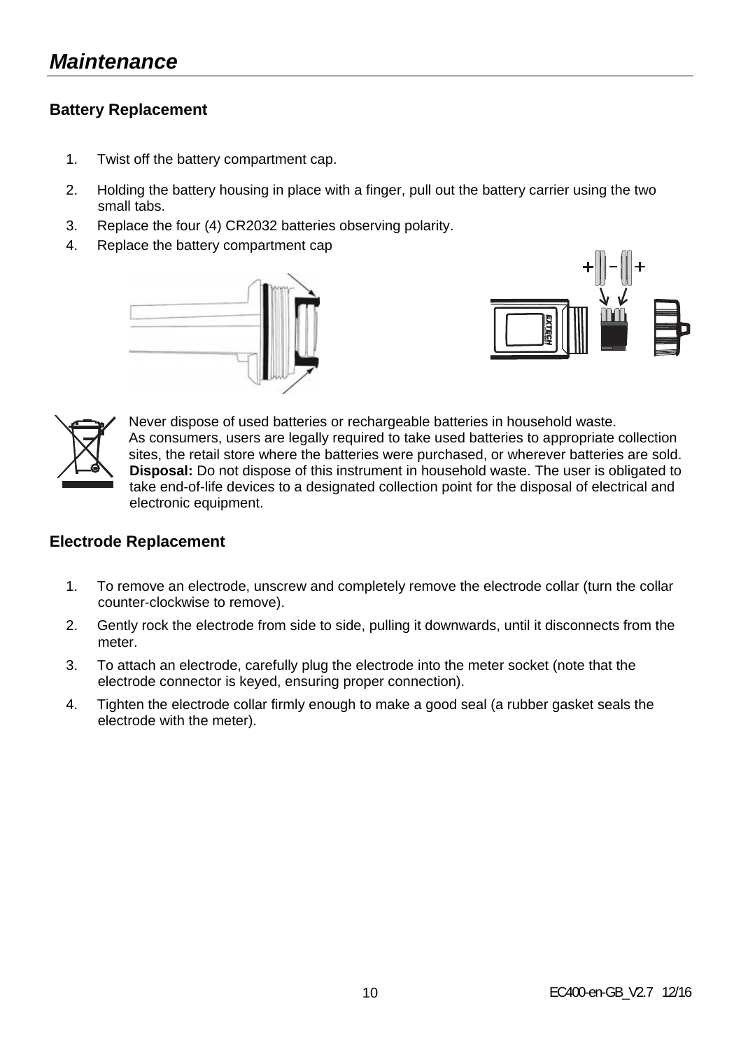# *Maintenance*

## Battery Replacement

1. Twist off the battery compartment cap.
2. Holding the battery housing in place with a finger, pull out the battery carrier using the two small tabs.
3. Replace the four (4) CR2032 batteries observing polarity.
4. Replace the battery compartment cap

Never dispose of used batteries or rechargeable batteries in household waste.
As consumers, users are legally required to take used batteries to appropriate collection sites, the retail store where the batteries were purchased, or wherever batteries are sold.
**Disposal:** Do not dispose of this instrument in household waste. The user is obligated to take end-of-life devices to a designated collection point for the disposal of electrical and electronic equipment.

## Electrode Replacement

1. To remove an electrode, unscrew and completely remove the electrode collar (turn the collar counter-clockwise to remove).
2. Gently rock the electrode from side to side, pulling it downwards, until it disconnects from the meter.
3. To attach an electrode, carefully plug the electrode into the meter socket (note that the electrode connector is keyed, ensuring proper connection).
4. Tighten the electrode collar firmly enough to make a good seal (a rubber gasket seals the electrode with the meter).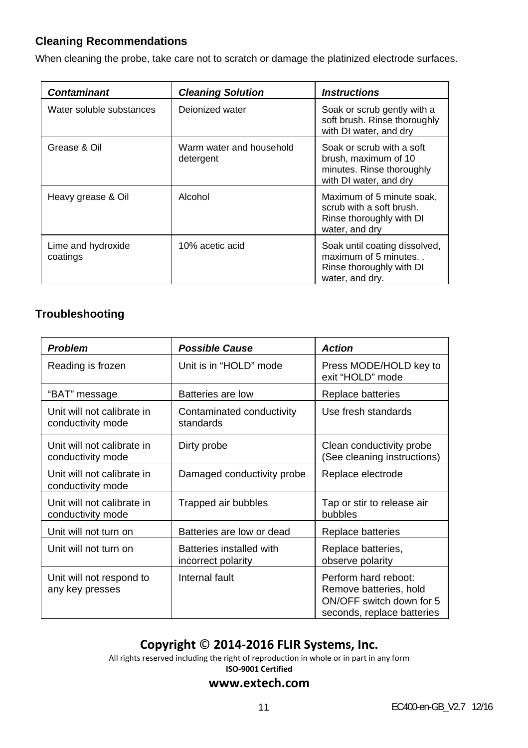## Cleaning Recommendations

When cleaning the probe, take care not to scratch or damage the platinized electrode surfaces.

| *Contaminant* | *Cleaning Solution* | *Instructions* |
|---|---|---|
| Water soluble substances | Deionized water | Soak or scrub gently with a soft brush. Rinse thoroughly with DI water, and dry |
| Grease & Oil | Warm water and household detergent | Soak or scrub with a soft brush, maximum of 10 minutes. Rinse thoroughly with DI water, and dry |
| Heavy grease & Oil | Alcohol | Maximum of 5 minute soak, scrub with a soft brush. Rinse thoroughly with DI water, and dry |
| Lime and hydroxide coatings | 10% acetic acid | Soak until coating dissolved, maximum of 5 minutes. . Rinse thoroughly with DI water, and dry. |

## Troubleshooting

| *Problem* | *Possible Cause* | *Action* |
|---|---|---|
| Reading is frozen | Unit is in "HOLD" mode | Press MODE/HOLD key to exit "HOLD" mode |
| "BAT" message | Batteries are low | Replace batteries |
| Unit will not calibrate in conductivity mode | Contaminated conductivity standards | Use fresh standards |
| Unit will not calibrate in conductivity mode | Dirty probe | Clean conductivity probe (See cleaning instructions) |
| Unit will not calibrate in conductivity mode | Damaged conductivity probe | Replace electrode |
| Unit will not calibrate in conductivity mode | Trapped air bubbles | Tap or stir to release air bubbles |
| Unit will not turn on | Batteries are low or dead | Replace batteries |
| Unit will not turn on | Batteries installed with incorrect polarity | Replace batteries, observe polarity |
| Unit will not respond to any key presses | Internal fault | Perform hard reboot: Remove batteries, hold ON/OFF switch down for 5 seconds, replace batteries |

**Copyright © 2014-2016 FLIR Systems, Inc.**

All rights reserved including the right of reproduction in whole or in part in any form

**ISO-9001 Certified**

**www.extech.com**

EC400-en-GB_V2.7 12/16